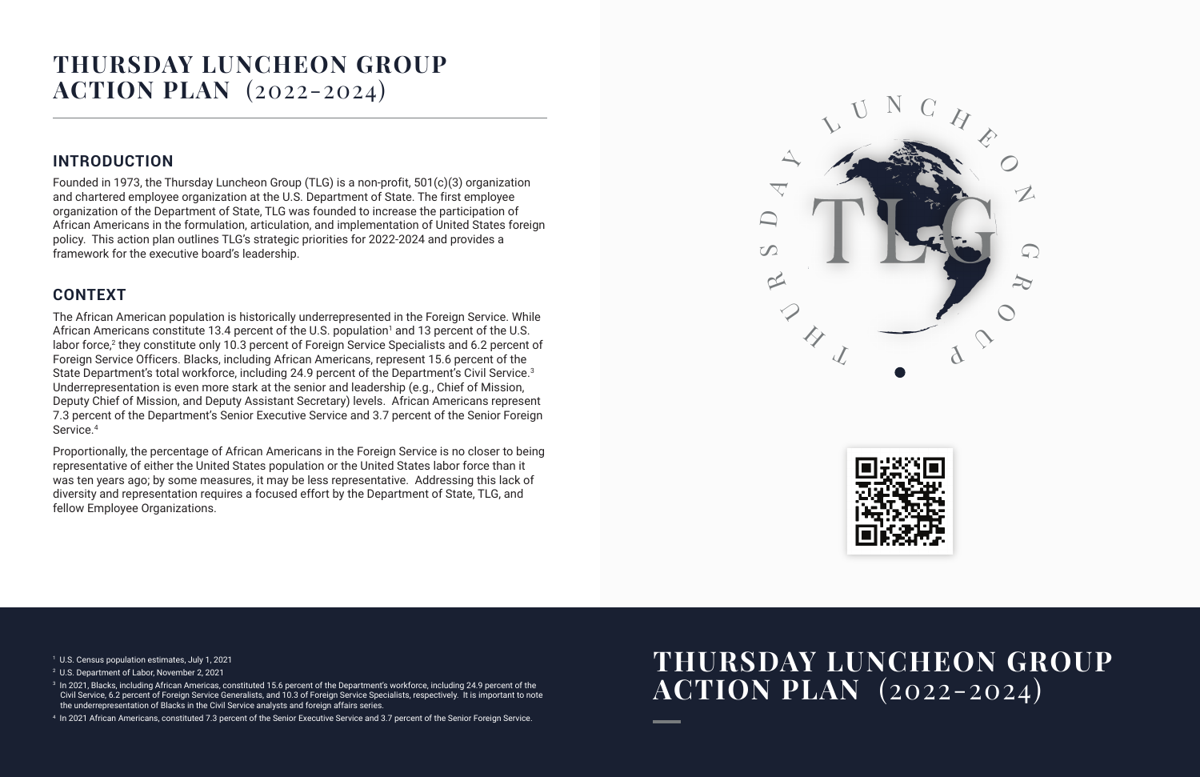# THURSDAY LUNCHEON GROUP ACTION PLAN (2022-2024)

## INTRODUCTION

Founded in 1973, the Thursday Luncheon Group (TLG) is a non-profit, 501(c)(3) organization and chartered employee organization at the U.S. Department of State. The first employee organization of the Department of State, TLG was founded to increase the participation of African Americans in the formulation, articulation, and implementation of United States foreign policy. This action plan outlines TLG's strategic priorities for 2022-2024 and provides a framework for the executive board's leadership.

## CONTEXT

The African American population is historically underrepresented in the Foreign Service. While African Americans constitute 13.4 percent of the U.S. population[1] and 13 percent of the U.S. labor force,[2] they constitute only 10.3 percent of Foreign Service Specialists and 6.2 percent of Foreign Service Officers. Blacks, including African Americans, represent 15.6 percent of the State Department's total workforce, including 24.9 percent of the Department's Civil Service.[3] Underrepresentation is even more stark at the senior and leadership (e.g., Chief of Mission, Deputy Chief of Mission, and Deputy Assistant Secretary) levels. African Americans represent 7.3 percent of the Department's Senior Executive Service and 3.7 percent of the Senior Foreign Service.[4]

Proportionally, the percentage of African Americans in the Foreign Service is no closer to being representative of either the United States population or the United States labor force than it was ten years ago; by some measures, it may be less representative. Addressing this lack of diversity and representation requires a focused effort by the Department of State, TLG, and fellow Employee Organizations.

[1] U.S. Census population estimates, July 1, 2021

[2] U.S. Department of Labor, November 2, 2021

[3] In 2021, Blacks, including African Americas, constituted 15.6 percent of the Department's workforce, including 24.9 percent of the Civil Service, 6.2 percent of Foreign Service Generalists, and 10.3 of Foreign Service Specialists, respectively. It is important to note the underrepresentation of Blacks in the Civil Service analysts and foreign affairs series.

[4] In 2021 African Americans, constituted 7.3 percent of the Senior Executive Service and 3.7 percent of the Senior Foreign Service.

# THURSDAY LUNCHEON GROUP ACTION PLAN (2022-2024)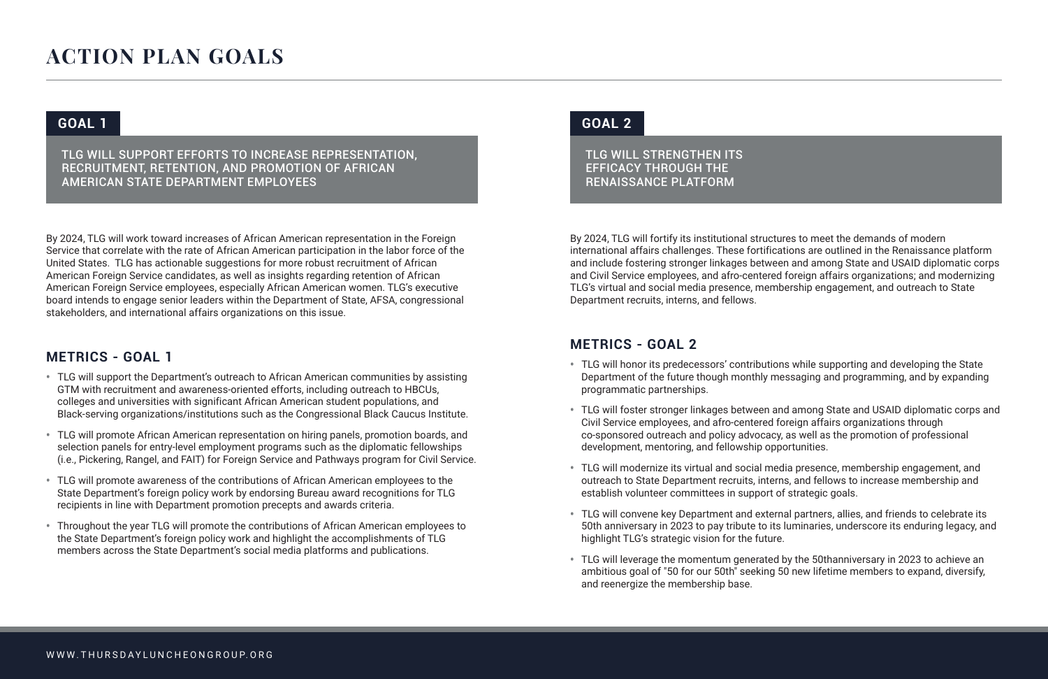# ACTION PLAN GOALS

## GOAL 1

### TLG WILL SUPPORT EFFORTS TO INCREASE REPRESENTATION, RECRUITMENT, RETENTION, AND PROMOTION OF AFRICAN AMERICAN STATE DEPARTMENT EMPLOYEES

By 2024, TLG will work toward increases of African American representation in the Foreign Service that correlate with the rate of African American participation in the labor force of the United States. TLG has actionable suggestions for more robust recruitment of African American Foreign Service candidates, as well as insights regarding retention of African American Foreign Service employees, especially African American women. TLG's executive board intends to engage senior leaders within the Department of State, AFSA, congressional stakeholders, and international affairs organizations on this issue.

### METRICS - GOAL 1

- TLG will support the Department's outreach to African American communities by assisting GTM with recruitment and awareness-oriented efforts, including outreach to HBCUs, colleges and universities with significant African American student populations, and Black-serving organizations/institutions such as the Congressional Black Caucus Institute.
- TLG will promote African American representation on hiring panels, promotion boards, and selection panels for entry-level employment programs such as the diplomatic fellowships (i.e., Pickering, Rangel, and FAIT) for Foreign Service and Pathways program for Civil Service.
- TLG will promote awareness of the contributions of African American employees to the State Department's foreign policy work by endorsing Bureau award recognitions for TLG recipients in line with Department promotion precepts and awards criteria.
- Throughout the year TLG will promote the contributions of African American employees to the State Department's foreign policy work and highlight the accomplishments of TLG members across the State Department's social media platforms and publications.

## GOAL 2

### TLG WILL STRENGTHEN ITS EFFICACY THROUGH THE RENAISSANCE PLATFORM

By 2024, TLG will fortify its institutional structures to meet the demands of modern international affairs challenges. These fortifications are outlined in the Renaissance platform and include fostering stronger linkages between and among State and USAID diplomatic corps and Civil Service employees, and afro-centered foreign affairs organizations; and modernizing TLG's virtual and social media presence, membership engagement, and outreach to State Department recruits, interns, and fellows.

### METRICS - GOAL 2

- TLG will honor its predecessors' contributions while supporting and developing the State Department of the future though monthly messaging and programming, and by expanding programmatic partnerships.
- TLG will foster stronger linkages between and among State and USAID diplomatic corps and Civil Service employees, and afro-centered foreign affairs organizations through co-sponsored outreach and policy advocacy, as well as the promotion of professional development, mentoring, and fellowship opportunities.
- TLG will modernize its virtual and social media presence, membership engagement, and outreach to State Department recruits, interns, and fellows to increase membership and establish volunteer committees in support of strategic goals.
- TLG will convene key Department and external partners, allies, and friends to celebrate its 50th anniversary in 2023 to pay tribute to its luminaries, underscore its enduring legacy, and highlight TLG's strategic vision for the future.
- TLG will leverage the momentum generated by the 50thanniversary in 2023 to achieve an ambitious goal of "50 for our 50th" seeking 50 new lifetime members to expand, diversify, and reenergize the membership base.

WWW.THURSDAYLUNCHEONGROUP.ORG